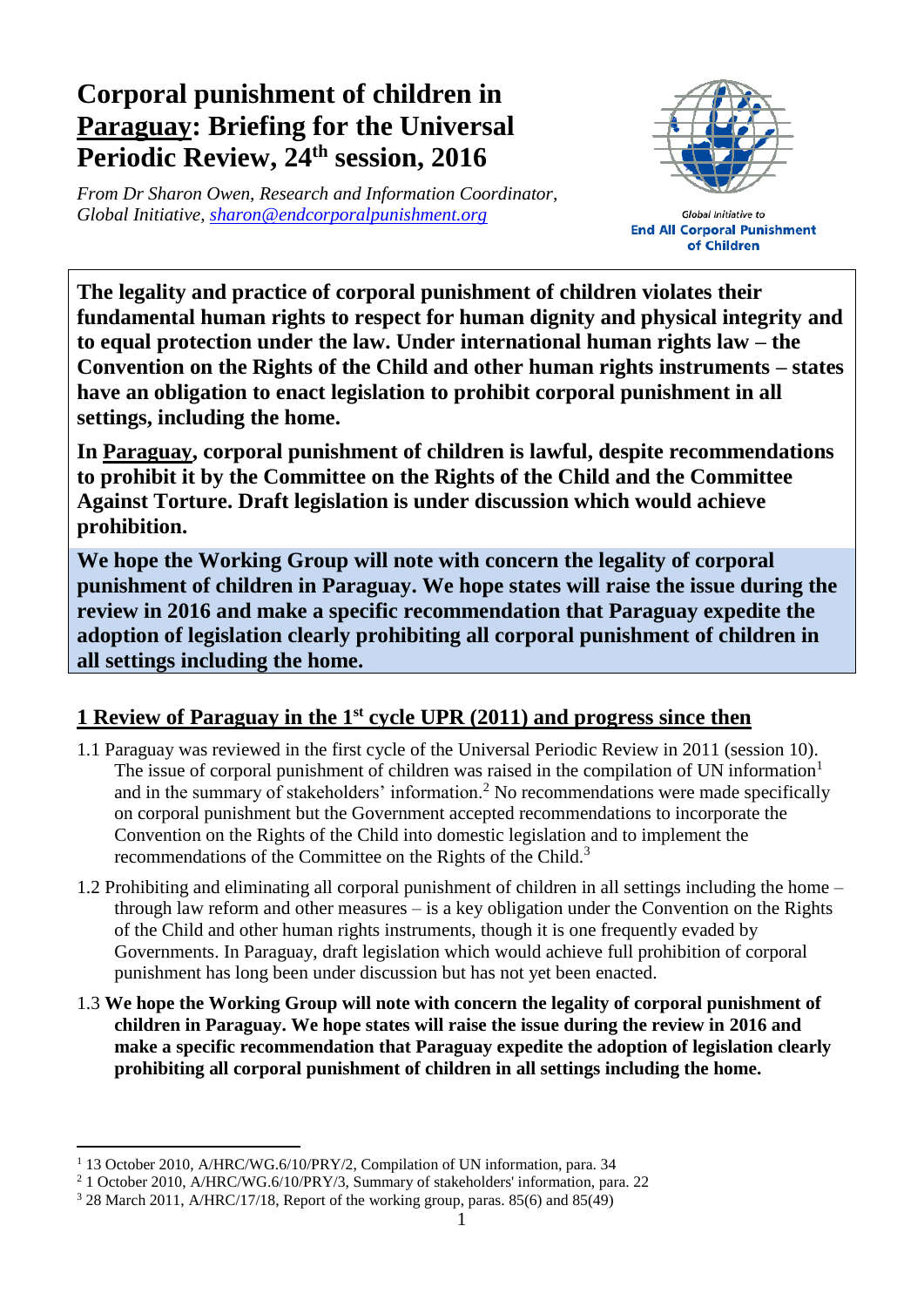# Corporal punishment of children in Paraguay: Briefing for the Universal Periodic Review, 24th session, 2016

*From Dr Sharon Owen, Research and Information Coordinator, Global Initiative, sharon@endcorporalpunishment.org*

Global Initiative to **End All Corporal Punishment of Children**

**The legality and practice of corporal punishment of children violates their fundamental human rights to respect for human dignity and physical integrity and to equal protection under the law. Under international human rights law – the Convention on the Rights of the Child and other human rights instruments – states have an obligation to enact legislation to prohibit corporal punishment in all settings, including the home.**

**In Paraguay, corporal punishment of children is lawful, despite recommendations to prohibit it by the Committee on the Rights of the Child and the Committee Against Torture. Draft legislation is under discussion which would achieve prohibition.**

**We hope the Working Group will note with concern the legality of corporal punishment of children in Paraguay. We hope states will raise the issue during the review in 2016 and make a specific recommendation that Paraguay expedite the adoption of legislation clearly prohibiting all corporal punishment of children in all settings including the home.**

## 1 Review of Paraguay in the 1st cycle UPR (2011) and progress since then

1.1 Paraguay was reviewed in the first cycle of the Universal Periodic Review in 2011 (session 10). The issue of corporal punishment of children was raised in the compilation of UN information[1] and in the summary of stakeholders' information.[2] No recommendations were made specifically on corporal punishment but the Government accepted recommendations to incorporate the Convention on the Rights of the Child into domestic legislation and to implement the recommendations of the Committee on the Rights of the Child.[3]

1.2 Prohibiting and eliminating all corporal punishment of children in all settings including the home – through law reform and other measures – is a key obligation under the Convention on the Rights of the Child and other human rights instruments, though it is one frequently evaded by Governments. In Paraguay, draft legislation which would achieve full prohibition of corporal punishment has long been under discussion but has not yet been enacted.

1.3 **We hope the Working Group will note with concern the legality of corporal punishment of children in Paraguay. We hope states will raise the issue during the review in 2016 and make a specific recommendation that Paraguay expedite the adoption of legislation clearly prohibiting all corporal punishment of children in all settings including the home.**

---

[1] 13 October 2010, A/HRC/WG.6/10/PRY/2, Compilation of UN information, para. 34

[2] 1 October 2010, A/HRC/WG.6/10/PRY/3, Summary of stakeholders' information, para. 22

[3] 28 March 2011, A/HRC/17/18, Report of the working group, paras. 85(6) and 85(49)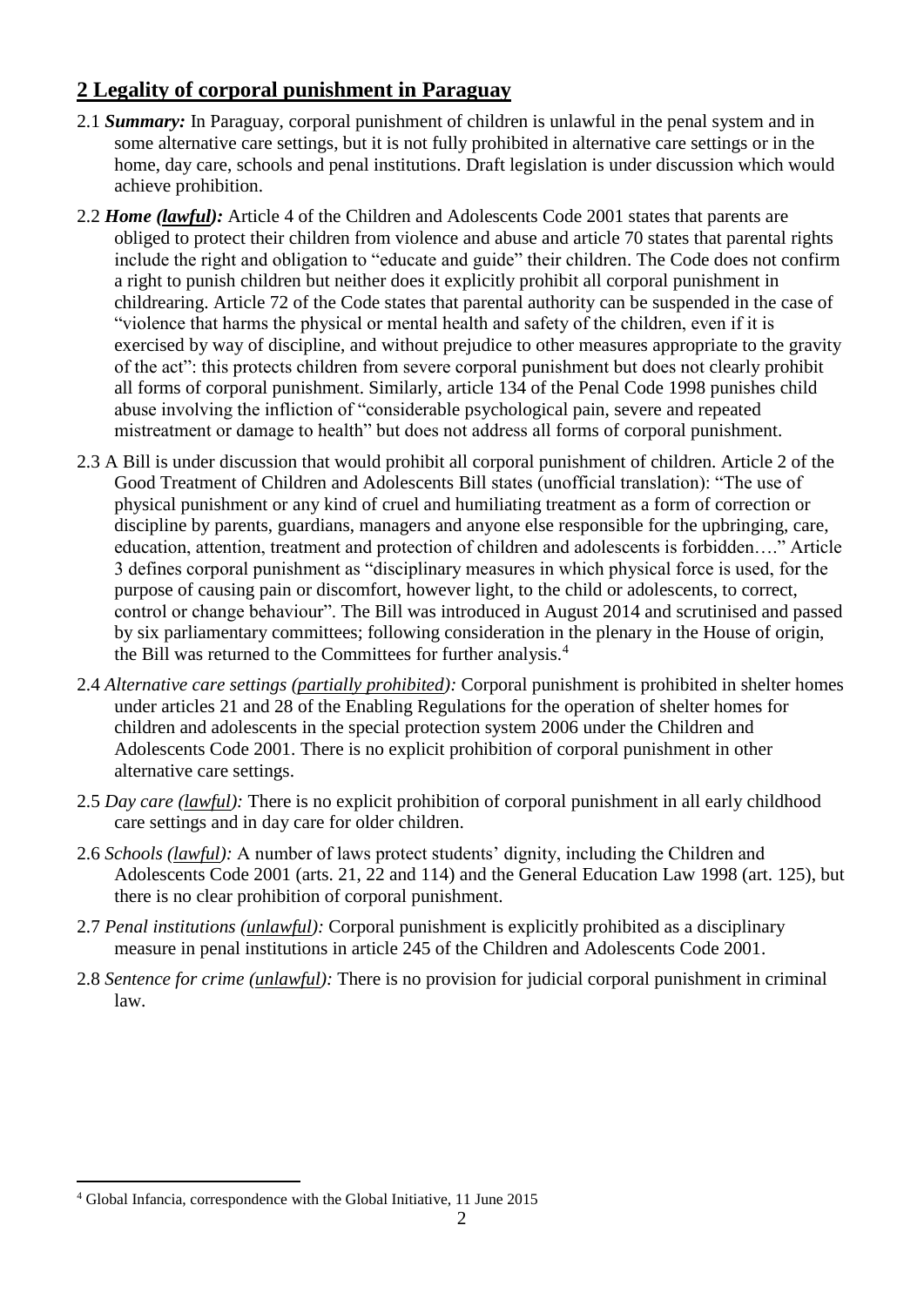## 2 Legality of corporal punishment in Paraguay

2.1 ***Summary:*** In Paraguay, corporal punishment of children is unlawful in the penal system and in some alternative care settings, but it is not fully prohibited in alternative care settings or in the home, day care, schools and penal institutions. Draft legislation is under discussion which would achieve prohibition.

2.2 ***Home (lawful):*** Article 4 of the Children and Adolescents Code 2001 states that parents are obliged to protect their children from violence and abuse and article 70 states that parental rights include the right and obligation to "educate and guide" their children. The Code does not confirm a right to punish children but neither does it explicitly prohibit all corporal punishment in childrearing. Article 72 of the Code states that parental authority can be suspended in the case of "violence that harms the physical or mental health and safety of the children, even if it is exercised by way of discipline, and without prejudice to other measures appropriate to the gravity of the act": this protects children from severe corporal punishment but does not clearly prohibit all forms of corporal punishment. Similarly, article 134 of the Penal Code 1998 punishes child abuse involving the infliction of "considerable psychological pain, severe and repeated mistreatment or damage to health" but does not address all forms of corporal punishment.

2.3 A Bill is under discussion that would prohibit all corporal punishment of children. Article 2 of the Good Treatment of Children and Adolescents Bill states (unofficial translation): "The use of physical punishment or any kind of cruel and humiliating treatment as a form of correction or discipline by parents, guardians, managers and anyone else responsible for the upbringing, care, education, attention, treatment and protection of children and adolescents is forbidden…." Article 3 defines corporal punishment as "disciplinary measures in which physical force is used, for the purpose of causing pain or discomfort, however light, to the child or adolescents, to correct, control or change behaviour". The Bill was introduced in August 2014 and scrutinised and passed by six parliamentary committees; following consideration in the plenary in the House of origin, the Bill was returned to the Committees for further analysis.[4]

2.4 *Alternative care settings (partially prohibited):* Corporal punishment is prohibited in shelter homes under articles 21 and 28 of the Enabling Regulations for the operation of shelter homes for children and adolescents in the special protection system 2006 under the Children and Adolescents Code 2001. There is no explicit prohibition of corporal punishment in other alternative care settings.

2.5 *Day care (lawful):* There is no explicit prohibition of corporal punishment in all early childhood care settings and in day care for older children.

2.6 *Schools (lawful):* A number of laws protect students' dignity, including the Children and Adolescents Code 2001 (arts. 21, 22 and 114) and the General Education Law 1998 (art. 125), but there is no clear prohibition of corporal punishment.

2.7 *Penal institutions (unlawful):* Corporal punishment is explicitly prohibited as a disciplinary measure in penal institutions in article 245 of the Children and Adolescents Code 2001.

2.8 *Sentence for crime (unlawful):* There is no provision for judicial corporal punishment in criminal law.

---

[4] Global Infancia, correspondence with the Global Initiative, 11 June 2015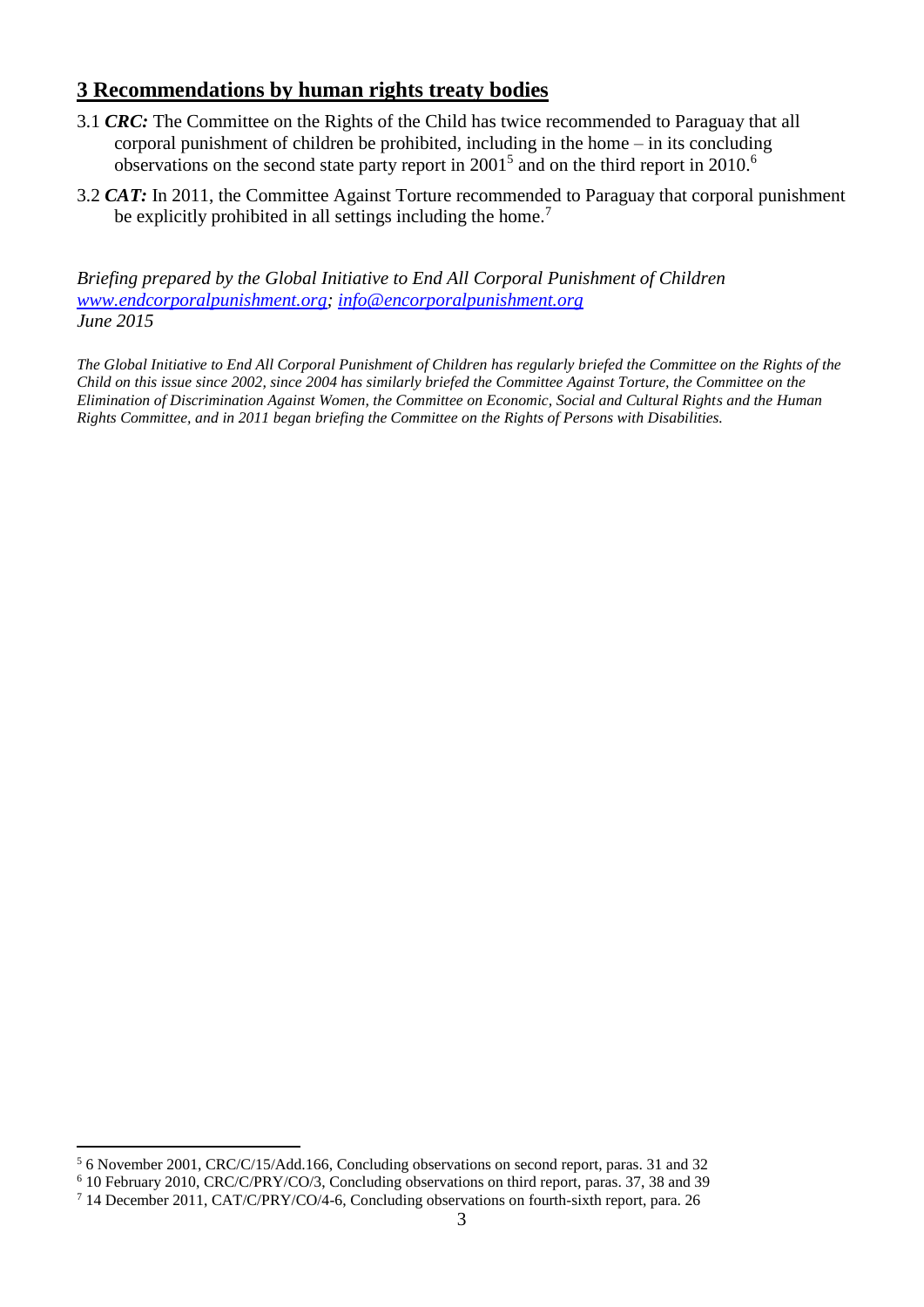## 3 Recommendations by human rights treaty bodies

3.1 ***CRC:*** The Committee on the Rights of the Child has twice recommended to Paraguay that all corporal punishment of children be prohibited, including in the home – in its concluding observations on the second state party report in 2001[5] and on the third report in 2010.[6]

3.2 ***CAT:*** In 2011, the Committee Against Torture recommended to Paraguay that corporal punishment be explicitly prohibited in all settings including the home.[7]

*Briefing prepared by the Global Initiative to End All Corporal Punishment of Children*
*www.endcorporalpunishment.org; info@encorporalpunishment.org*
*June 2015*

*The Global Initiative to End All Corporal Punishment of Children has regularly briefed the Committee on the Rights of the Child on this issue since 2002, since 2004 has similarly briefed the Committee Against Torture, the Committee on the Elimination of Discrimination Against Women, the Committee on Economic, Social and Cultural Rights and the Human Rights Committee, and in 2011 began briefing the Committee on the Rights of Persons with Disabilities.*

---

[5] 6 November 2001, CRC/C/15/Add.166, Concluding observations on second report, paras. 31 and 32

[6] 10 February 2010, CRC/C/PRY/CO/3, Concluding observations on third report, paras. 37, 38 and 39

[7] 14 December 2011, CAT/C/PRY/CO/4-6, Concluding observations on fourth-sixth report, para. 26